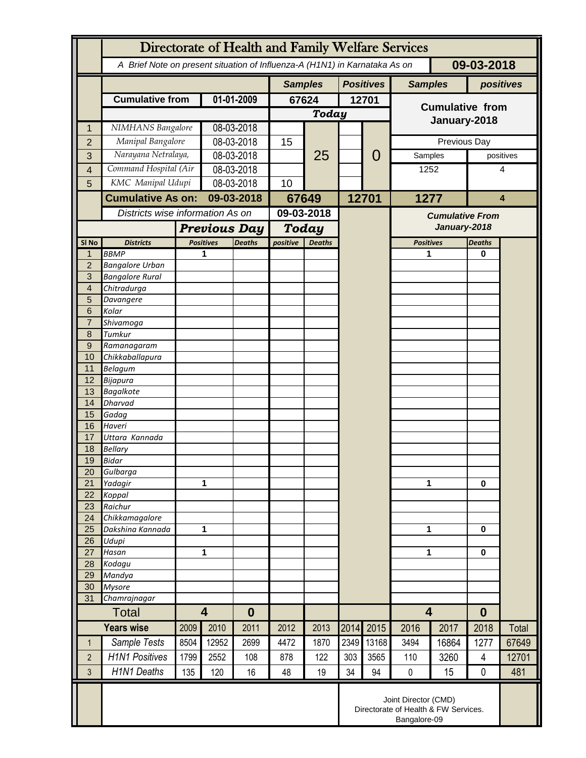# Directorate of Health and Family Welfare Services

A Brief Note on present situation of Influenza-A (H1N1) in Karnataka As on **09-03-2018**

| | | | Samples | Positives | Samples | positives |
|---|---|---|---|---|---|---|
| | **Cumulative from** | **01-01-2009** | **67624** | **12701** | **Cumulative from January-2018** | |
| | | | ***Today*** | | | |
| 1 | NIMHANS Bangalore | 08-03-2018 | | | | |
| 2 | Manipal Bangalore | 08-03-2018 | 15 | | Previous Day | |
| 3 | Narayana Netralaya, | 08-03-2018 | 25 | 0 | Samples | positives |
| 4 | Command Hospital (Air | 08-03-2018 | | | 1252 | 4 |
| 5 | KMC Manipal Udupi | 08-03-2018 | 10 | | | |
| | **Cumulative As on:** | **09-03-2018** | **67649** | **12701** | **1277** | **4** |

| Sl No | Districts | Previous Day Positives | Previous Day Deaths | Today positive | Today Deaths | Cumulative From January-2018 Positives | Cumulative From January-2018 Deaths |
|---|---|---|---|---|---|---|---|
| | *Districts wise information As on* | | | 09-03-2018 | | | |
| 1 | BBMP | 1 | | | | 1 | 0 |
| 2 | Bangalore Urban | | | | | | |
| 3 | Bangalore Rural | | | | | | |
| 4 | Chitradurga | | | | | | |
| 5 | Davangere | | | | | | |
| 6 | Kolar | | | | | | |
| 7 | Shivamoga | | | | | | |
| 8 | Tumkur | | | | | | |
| 9 | Ramanagaram | | | | | | |
| 10 | Chikkaballapura | | | | | | |
| 11 | Belagum | | | | | | |
| 12 | Bijapura | | | | | | |
| 13 | Bagalkote | | | | | | |
| 14 | Dharvad | | | | | | |
| 15 | Gadag | | | | | | |
| 16 | Haveri | | | | | | |
| 17 | Uttara Kannada | | | | | | |
| 18 | Bellary | | | | | | |
| 19 | Bidar | | | | | | |
| 20 | Gulbarga | | | | | | |
| 21 | Yadagir | 1 | | | | 1 | 0 |
| 22 | Koppal | | | | | | |
| 23 | Raichur | | | | | | |
| 24 | Chikkamagalore | | | | | | |
| 25 | Dakshina Kannada | 1 | | | | 1 | 0 |
| 26 | Udupi | | | | | | |
| 27 | Hasan | 1 | | | | 1 | 0 |
| 28 | Kodagu | | | | | | |
| 29 | Mandya | | | | | | |
| 30 | Mysore | | | | | | |
| 31 | Chamrajnagar | | | | | | |
| | **Total** | **4** | **0** | | | **4** | **0** |

| | Years wise | 2009 | 2010 | 2011 | 2012 | 2013 | 2014 | 2015 | 2016 | 2017 | 2018 | Total |
|---|---|---|---|---|---|---|---|---|---|---|---|---|
| 1 | Sample Tests | 8504 | 12952 | 2699 | 4472 | 1870 | 2349 | 13168 | 3494 | 16864 | 1277 | 67649 |
| 2 | H1N1 Positives | 1799 | 2552 | 108 | 878 | 122 | 303 | 3565 | 110 | 3260 | 4 | 12701 |
| 3 | H1N1 Deaths | 135 | 120 | 16 | 48 | 19 | 34 | 94 | 0 | 15 | 0 | 481 |

Joint Director (CMD)
Directorate of Health & FW Services.
Bangalore-09